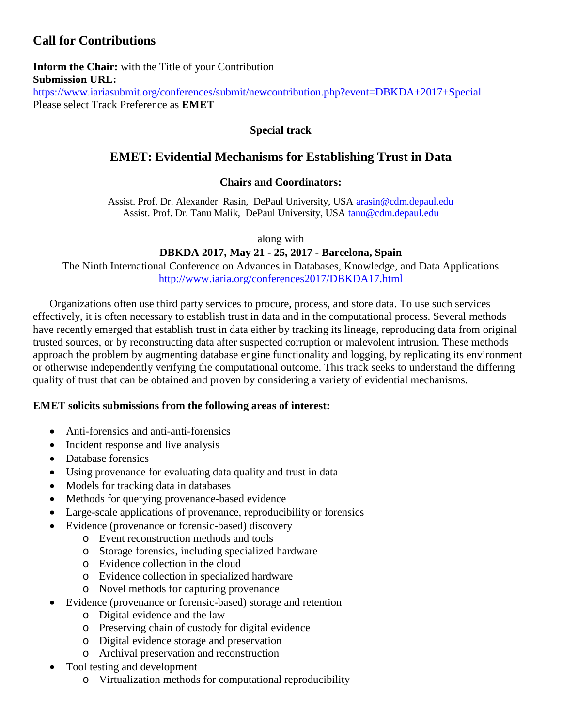## Call for Contributions

**Inform the Chair:** with the Title of your Contribution
**Submission URL:**
https://www.iariasubmit.org/conferences/submit/newcontribution.php?event=DBKDA+2017+Special
Please select Track Preference as **EMET**

**Special track**

# EMET: Evidential Mechanisms for Establishing Trust in Data

**Chairs and Coordinators:**

Assist. Prof. Dr. Alexander Rasin, DePaul University, USA arasin@cdm.depaul.edu
Assist. Prof. Dr. Tanu Malik, DePaul University, USA tanu@cdm.depaul.edu

along with

**DBKDA 2017, May 21 - 25, 2017 - Barcelona, Spain**

The Ninth International Conference on Advances in Databases, Knowledge, and Data Applications
http://www.iaria.org/conferences2017/DBKDA17.html

Organizations often use third party services to procure, process, and store data. To use such services effectively, it is often necessary to establish trust in data and in the computational process. Several methods have recently emerged that establish trust in data either by tracking its lineage, reproducing data from original trusted sources, or by reconstructing data after suspected corruption or malevolent intrusion. These methods approach the problem by augmenting database engine functionality and logging, by replicating its environment or otherwise independently verifying the computational outcome. This track seeks to understand the differing quality of trust that can be obtained and proven by considering a variety of evidential mechanisms.

**EMET solicits submissions from the following areas of interest:**

- Anti-forensics and anti-anti-forensics
- Incident response and live analysis
- Database forensics
- Using provenance for evaluating data quality and trust in data
- Models for tracking data in databases
- Methods for querying provenance-based evidence
- Large-scale applications of provenance, reproducibility or forensics
- Evidence (provenance or forensic-based) discovery
  - Event reconstruction methods and tools
  - Storage forensics, including specialized hardware
  - Evidence collection in the cloud
  - Evidence collection in specialized hardware
  - Novel methods for capturing provenance
- Evidence (provenance or forensic-based) storage and retention
  - Digital evidence and the law
  - Preserving chain of custody for digital evidence
  - Digital evidence storage and preservation
  - Archival preservation and reconstruction
- Tool testing and development
  - Virtualization methods for computational reproducibility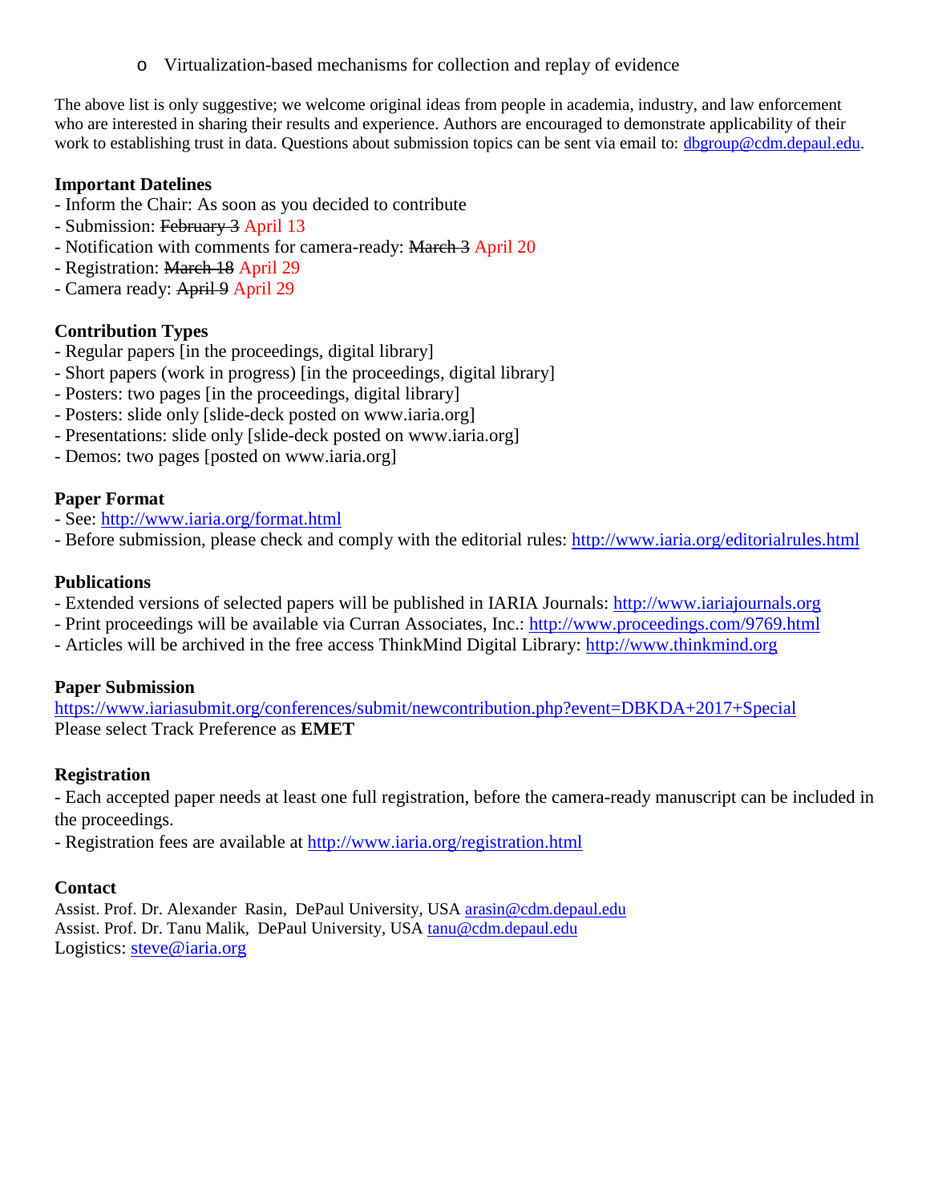- Virtualization-based mechanisms for collection and replay of evidence

The above list is only suggestive; we welcome original ideas from people in academia, industry, and law enforcement who are interested in sharing their results and experience. Authors are encouraged to demonstrate applicability of their work to establishing trust in data. Questions about submission topics can be sent via email to: dbgroup@cdm.depaul.edu.

**Important Datelines**

- Inform the Chair: As soon as you decided to contribute
- Submission: ~~February 3~~ April 13
- Notification with comments for camera-ready: ~~March 3~~ April 20
- Registration: ~~March 18~~ April 29
- Camera ready: ~~April 9~~ April 29

**Contribution Types**

- Regular papers [in the proceedings, digital library]
- Short papers (work in progress) [in the proceedings, digital library]
- Posters: two pages [in the proceedings, digital library]
- Posters: slide only [slide-deck posted on www.iaria.org]
- Presentations: slide only [slide-deck posted on www.iaria.org]
- Demos: two pages [posted on www.iaria.org]

**Paper Format**

- See: http://www.iaria.org/format.html
- Before submission, please check and comply with the editorial rules: http://www.iaria.org/editorialrules.html

**Publications**

- Extended versions of selected papers will be published in IARIA Journals: http://www.iariajournals.org
- Print proceedings will be available via Curran Associates, Inc.: http://www.proceedings.com/9769.html
- Articles will be archived in the free access ThinkMind Digital Library: http://www.thinkmind.org

**Paper Submission**

https://www.iariasubmit.org/conferences/submit/newcontribution.php?event=DBKDA+2017+Special
Please select Track Preference as **EMET**

**Registration**

- Each accepted paper needs at least one full registration, before the camera-ready manuscript can be included in the proceedings.
- Registration fees are available at http://www.iaria.org/registration.html

**Contact**

Assist. Prof. Dr. Alexander Rasin, DePaul University, USA arasin@cdm.depaul.edu
Assist. Prof. Dr. Tanu Malik, DePaul University, USA tanu@cdm.depaul.edu
Logistics: steve@iaria.org